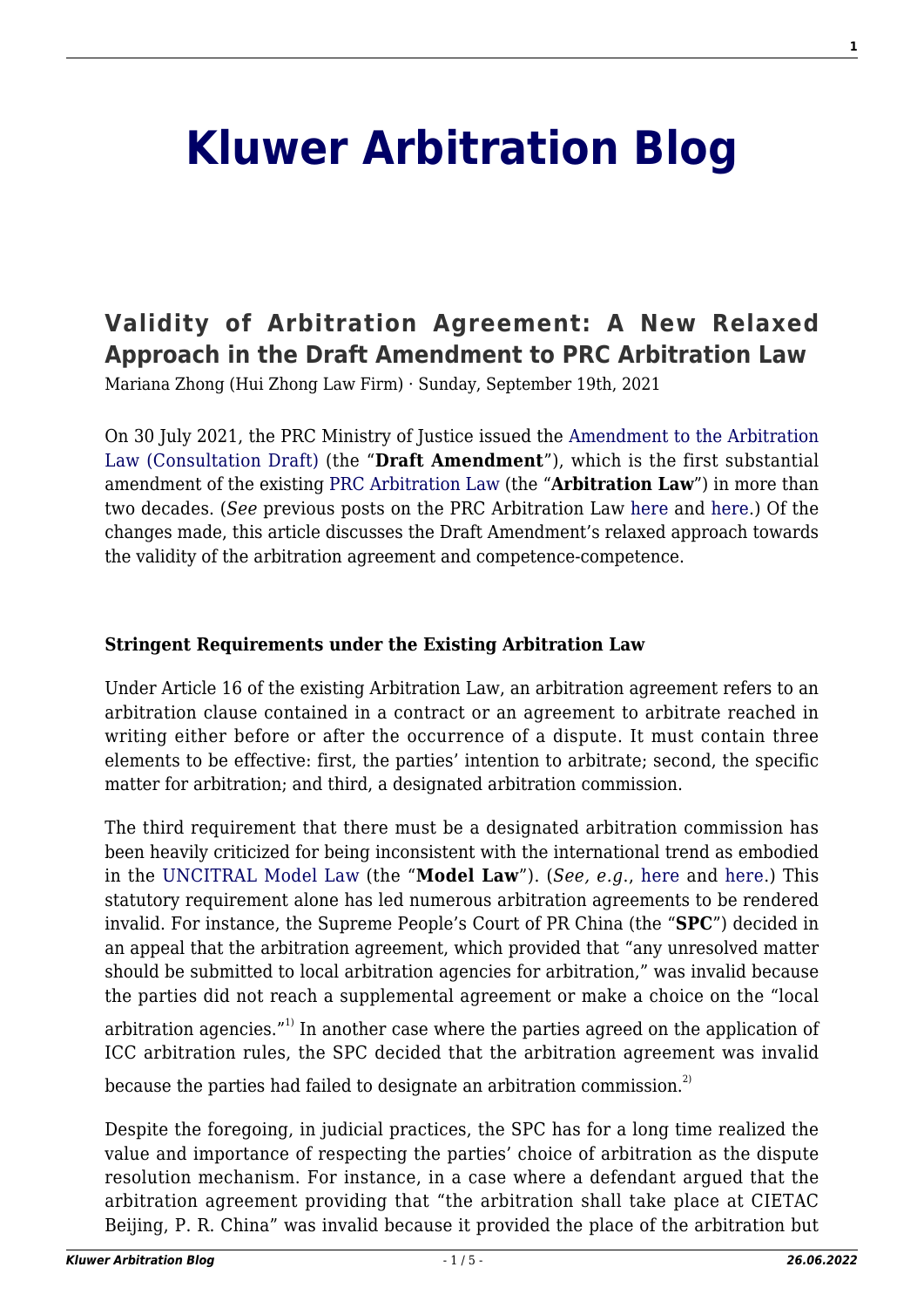# Kluwer Arbitration Blog

## Validity of Arbitration Agreement: A New Relaxed Approach in the Draft Amendment to PRC Arbitration Law

Mariana Zhong (Hui Zhong Law Firm) · Sunday, September 19th, 2021

On 30 July 2021, the PRC Ministry of Justice issued the Amendment to the Arbitration Law (Consultation Draft) (the "**Draft Amendment**"), which is the first substantial amendment of the existing PRC Arbitration Law (the "**Arbitration Law**") in more than two decades. (*See* previous posts on the PRC Arbitration Law here and here.) Of the changes made, this article discusses the Draft Amendment's relaxed approach towards the validity of the arbitration agreement and competence-competence.

**Stringent Requirements under the Existing Arbitration Law**

Under Article 16 of the existing Arbitration Law, an arbitration agreement refers to an arbitration clause contained in a contract or an agreement to arbitrate reached in writing either before or after the occurrence of a dispute. It must contain three elements to be effective: first, the parties' intention to arbitrate; second, the specific matter for arbitration; and third, a designated arbitration commission.

The third requirement that there must be a designated arbitration commission has been heavily criticized for being inconsistent with the international trend as embodied in the UNCITRAL Model Law (the "**Model Law**"). (*See, e.g.*, here and here.) This statutory requirement alone has led numerous arbitration agreements to be rendered invalid. For instance, the Supreme People's Court of PR China (the "**SPC**") decided in an appeal that the arbitration agreement, which provided that "any unresolved matter should be submitted to local arbitration agencies for arbitration," was invalid because the parties did not reach a supplemental agreement or make a choice on the "local arbitration agencies."[1] In another case where the parties agreed on the application of ICC arbitration rules, the SPC decided that the arbitration agreement was invalid because the parties had failed to designate an arbitration commission.[2]

Despite the foregoing, in judicial practices, the SPC has for a long time realized the value and importance of respecting the parties' choice of arbitration as the dispute resolution mechanism. For instance, in a case where a defendant argued that the arbitration agreement providing that "the arbitration shall take place at CIETAC Beijing, P. R. China" was invalid because it provided the place of the arbitration but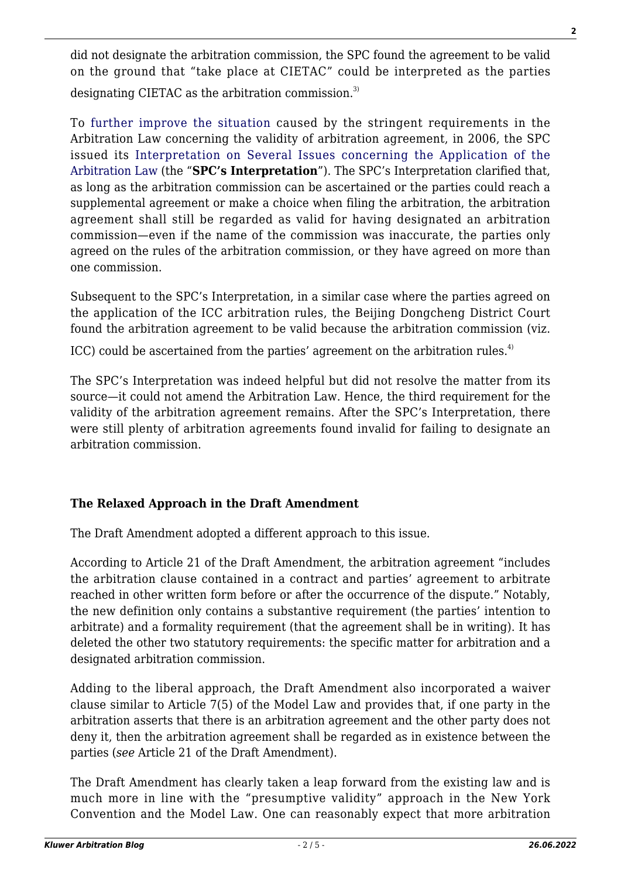did not designate the arbitration commission, the SPC found the agreement to be valid on the ground that "take place at CIETAC" could be interpreted as the parties designating CIETAC as the arbitration commission.[3)]

To further improve the situation caused by the stringent requirements in the Arbitration Law concerning the validity of arbitration agreement, in 2006, the SPC issued its Interpretation on Several Issues concerning the Application of the Arbitration Law (the "**SPC's Interpretation**"). The SPC's Interpretation clarified that, as long as the arbitration commission can be ascertained or the parties could reach a supplemental agreement or make a choice when filing the arbitration, the arbitration agreement shall still be regarded as valid for having designated an arbitration commission—even if the name of the commission was inaccurate, the parties only agreed on the rules of the arbitration commission, or they have agreed on more than one commission.

Subsequent to the SPC's Interpretation, in a similar case where the parties agreed on the application of the ICC arbitration rules, the Beijing Dongcheng District Court found the arbitration agreement to be valid because the arbitration commission (viz. ICC) could be ascertained from the parties' agreement on the arbitration rules.[4)]

The SPC's Interpretation was indeed helpful but did not resolve the matter from its source—it could not amend the Arbitration Law. Hence, the third requirement for the validity of the arbitration agreement remains. After the SPC's Interpretation, there were still plenty of arbitration agreements found invalid for failing to designate an arbitration commission.

**The Relaxed Approach in the Draft Amendment**

The Draft Amendment adopted a different approach to this issue.

According to Article 21 of the Draft Amendment, the arbitration agreement "includes the arbitration clause contained in a contract and parties' agreement to arbitrate reached in other written form before or after the occurrence of the dispute." Notably, the new definition only contains a substantive requirement (the parties' intention to arbitrate) and a formality requirement (that the agreement shall be in writing). It has deleted the other two statutory requirements: the specific matter for arbitration and a designated arbitration commission.

Adding to the liberal approach, the Draft Amendment also incorporated a waiver clause similar to Article 7(5) of the Model Law and provides that, if one party in the arbitration asserts that there is an arbitration agreement and the other party does not deny it, then the arbitration agreement shall be regarded as in existence between the parties (*see* Article 21 of the Draft Amendment).

The Draft Amendment has clearly taken a leap forward from the existing law and is much more in line with the "presumptive validity" approach in the New York Convention and the Model Law. One can reasonably expect that more arbitration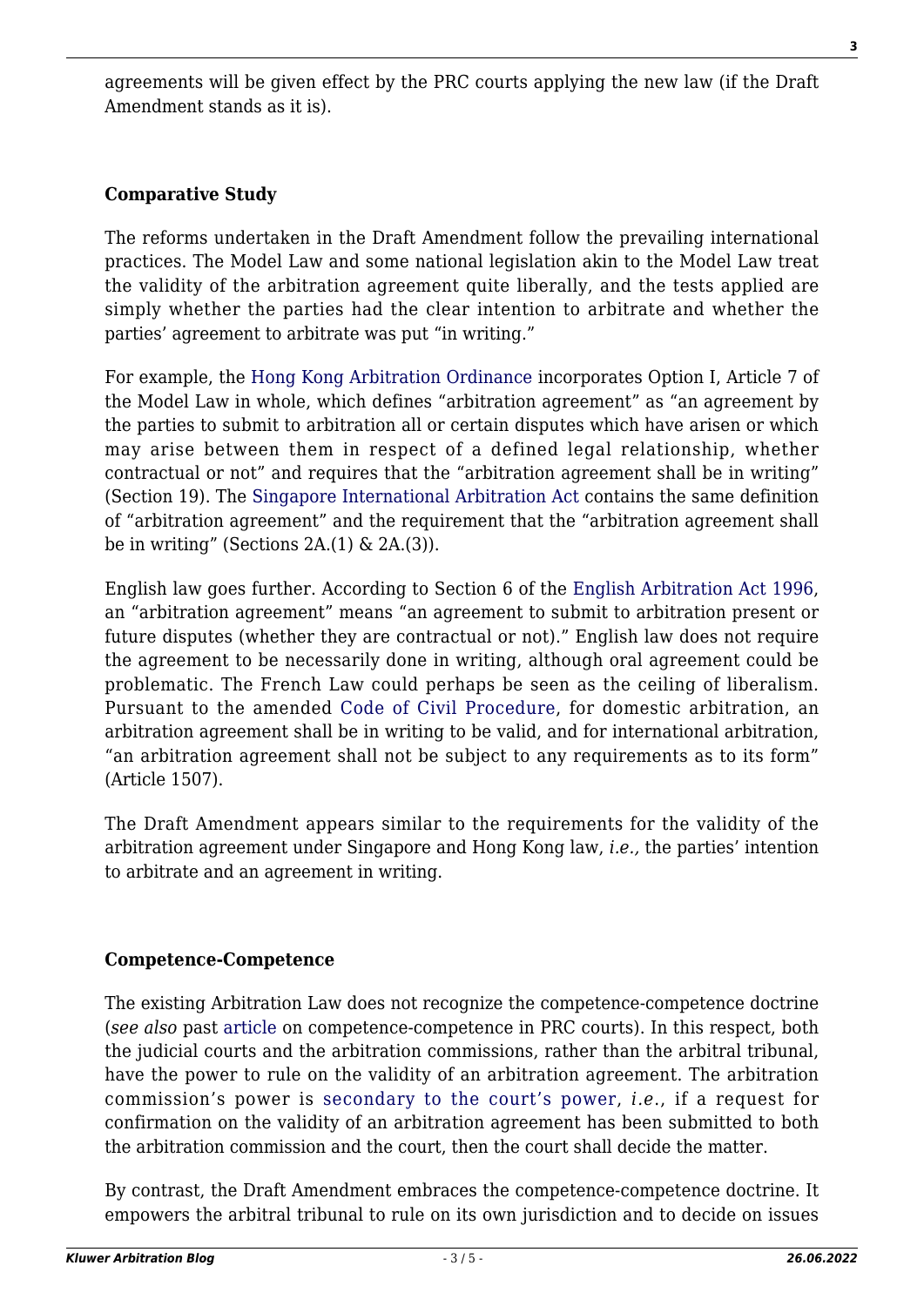agreements will be given effect by the PRC courts applying the new law (if the Draft Amendment stands as it is).

**Comparative Study**

The reforms undertaken in the Draft Amendment follow the prevailing international practices. The Model Law and some national legislation akin to the Model Law treat the validity of the arbitration agreement quite liberally, and the tests applied are simply whether the parties had the clear intention to arbitrate and whether the parties' agreement to arbitrate was put "in writing."

For example, the Hong Kong Arbitration Ordinance incorporates Option I, Article 7 of the Model Law in whole, which defines "arbitration agreement" as "an agreement by the parties to submit to arbitration all or certain disputes which have arisen or which may arise between them in respect of a defined legal relationship, whether contractual or not" and requires that the "arbitration agreement shall be in writing" (Section 19). The Singapore International Arbitration Act contains the same definition of "arbitration agreement" and the requirement that the "arbitration agreement shall be in writing" (Sections 2A.(1) & 2A.(3)).

English law goes further. According to Section 6 of the English Arbitration Act 1996, an "arbitration agreement" means "an agreement to submit to arbitration present or future disputes (whether they are contractual or not)." English law does not require the agreement to be necessarily done in writing, although oral agreement could be problematic. The French Law could perhaps be seen as the ceiling of liberalism. Pursuant to the amended Code of Civil Procedure, for domestic arbitration, an arbitration agreement shall be in writing to be valid, and for international arbitration, "an arbitration agreement shall not be subject to any requirements as to its form" (Article 1507).

The Draft Amendment appears similar to the requirements for the validity of the arbitration agreement under Singapore and Hong Kong law, *i.e.,* the parties' intention to arbitrate and an agreement in writing.

**Competence-Competence**

The existing Arbitration Law does not recognize the competence-competence doctrine (*see also* past article on competence-competence in PRC courts). In this respect, both the judicial courts and the arbitration commissions, rather than the arbitral tribunal, have the power to rule on the validity of an arbitration agreement. The arbitration commission's power is secondary to the court's power, *i.e.*, if a request for confirmation on the validity of an arbitration agreement has been submitted to both the arbitration commission and the court, then the court shall decide the matter.

By contrast, the Draft Amendment embraces the competence-competence doctrine. It empowers the arbitral tribunal to rule on its own jurisdiction and to decide on issues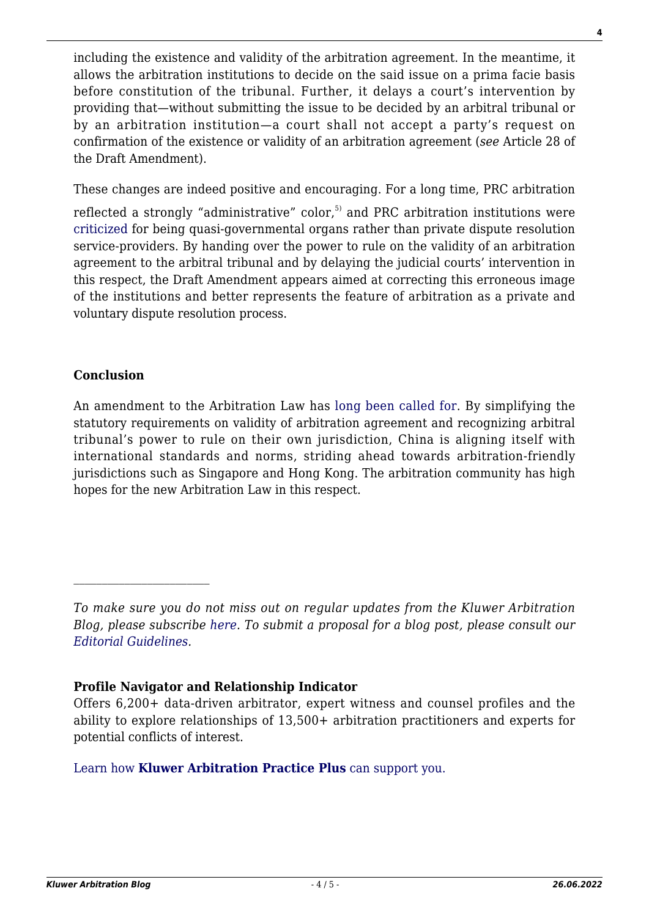including the existence and validity of the arbitration agreement. In the meantime, it allows the arbitration institutions to decide on the said issue on a prima facie basis before constitution of the tribunal. Further, it delays a court's intervention by providing that—without submitting the issue to be decided by an arbitral tribunal or by an arbitration institution—a court shall not accept a party's request on confirmation of the existence or validity of an arbitration agreement (*see* Article 28 of the Draft Amendment).

These changes are indeed positive and encouraging. For a long time, PRC arbitration reflected a strongly "administrative" color,[5] and PRC arbitration institutions were criticized for being quasi-governmental organs rather than private dispute resolution service-providers. By handing over the power to rule on the validity of an arbitration agreement to the arbitral tribunal and by delaying the judicial courts' intervention in this respect, the Draft Amendment appears aimed at correcting this erroneous image of the institutions and better represents the feature of arbitration as a private and voluntary dispute resolution process.

**Conclusion**

An amendment to the Arbitration Law has long been called for. By simplifying the statutory requirements on validity of arbitration agreement and recognizing arbitral tribunal's power to rule on their own jurisdiction, China is aligning itself with international standards and norms, striding ahead towards arbitration-friendly jurisdictions such as Singapore and Hong Kong. The arbitration community has high hopes for the new Arbitration Law in this respect.

---

*To make sure you do not miss out on regular updates from the Kluwer Arbitration Blog, please subscribe here. To submit a proposal for a blog post, please consult our Editorial Guidelines.*

**Profile Navigator and Relationship Indicator**

Offers 6,200+ data-driven arbitrator, expert witness and counsel profiles and the ability to explore relationships of 13,500+ arbitration practitioners and experts for potential conflicts of interest.

Learn how **Kluwer Arbitration Practice Plus** can support you.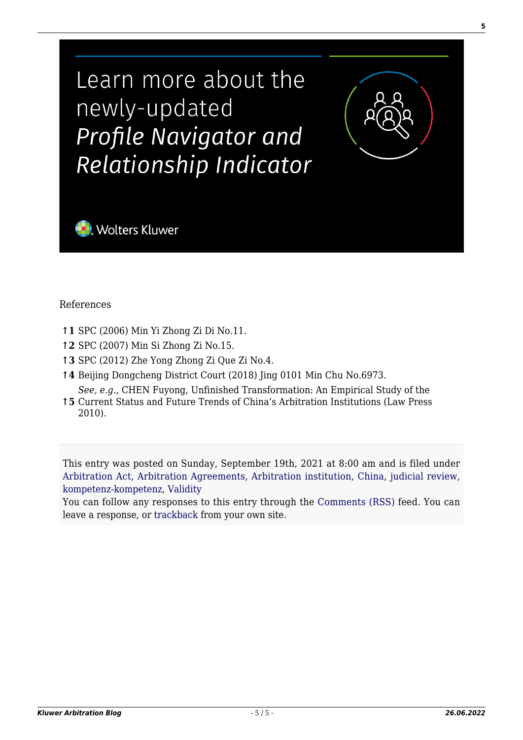Learn more about the newly-updated *Profile Navigator and Relationship Indicator*

Wolters Kluwer

References

- ↑**1** SPC (2006) Min Yi Zhong Zi Di No.11.
- ↑**2** SPC (2007) Min Si Zhong Zi No.15.
- ↑**3** SPC (2012) Zhe Yong Zhong Zi Que Zi No.4.
- ↑**4** Beijing Dongcheng District Court (2018) Jing 0101 Min Chu No.6973.
- ↑**5** *See, e.g.*, CHEN Fuyong, Unfinished Transformation: An Empirical Study of the Current Status and Future Trends of China's Arbitration Institutions (Law Press 2010).

This entry was posted on Sunday, September 19th, 2021 at 8:00 am and is filed under Arbitration Act, Arbitration Agreements, Arbitration institution, China, judicial review, kompetenz-kompetenz, Validity
You can follow any responses to this entry through the Comments (RSS) feed. You can leave a response, or trackback from your own site.